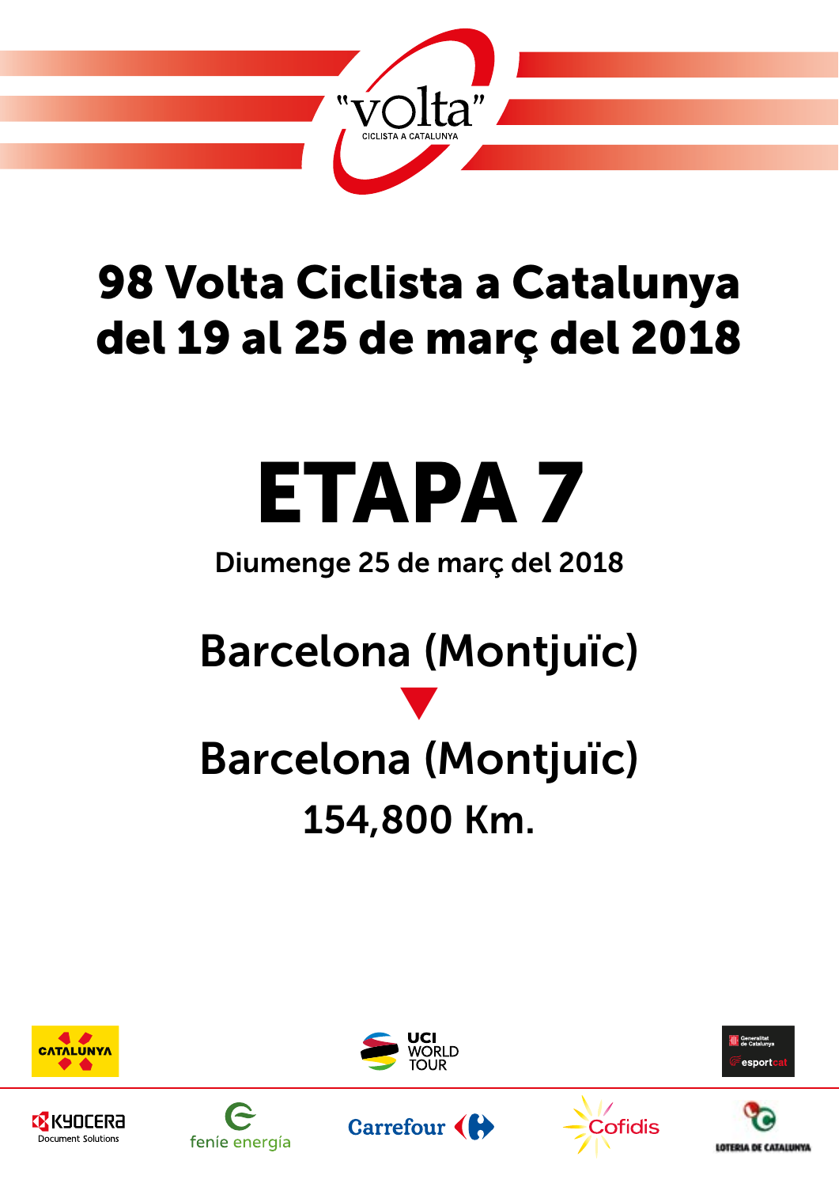# 98 Volta Ciclista a Catalunya
# del 19 al 25 de març del 2018

# ETAPA 7

Diumenge 25 de març del 2018

## Barcelona (Montjuïc)

▼

## Barcelona (Montjuïc)

## 154,800 Km.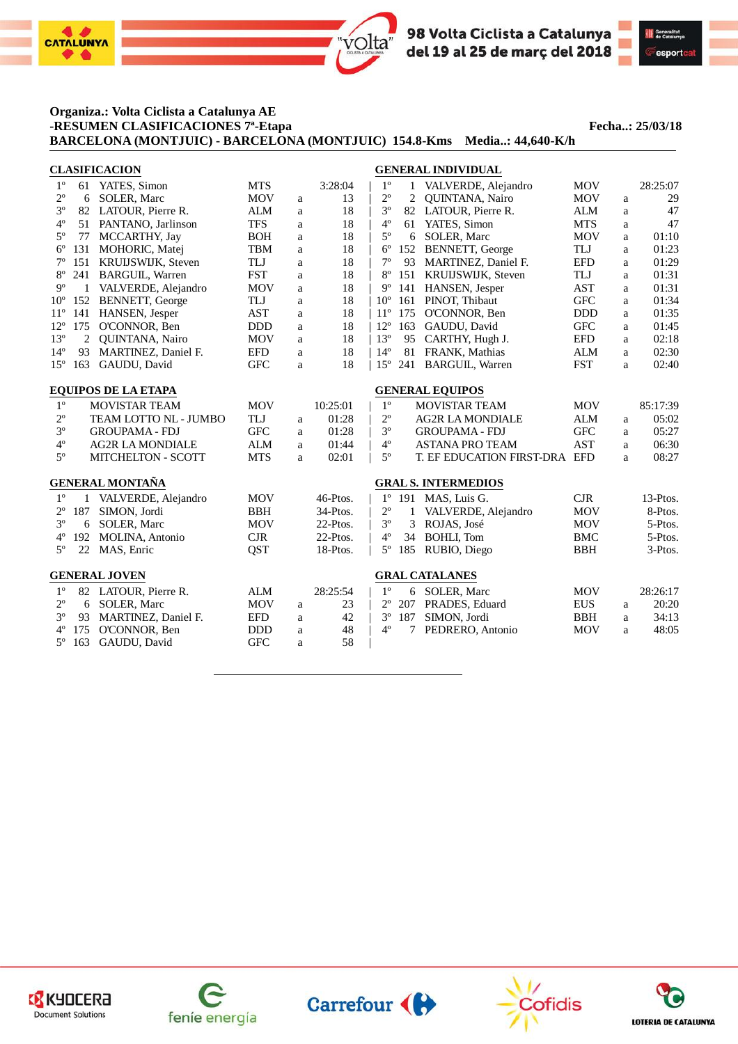Organiza.: Volta Ciclista a Catalunya AE

-RESUMEN CLASIFICACIONES 7ª-Etapa — Fecha..: 25/03/18

BARCELONA (MONTJUIC) - BARCELONA (MONTJUIC) 154.8-Kms — Media..: 44,640-K/h

## CLASIFICACION

| Pos | Dorsal | Nombre | Equipo | | Tiempo |
|---|---|---|---|---|---|
| 1º | 61 | YATES, Simon | MTS | | 3:28:04 |
| 2º | 6 | SOLER, Marc | MOV | a | 13 |
| 3º | 82 | LATOUR, Pierre R. | ALM | a | 18 |
| 4º | 51 | PANTANO, Jarlinson | TFS | a | 18 |
| 5º | 77 | MCCARTHY, Jay | BOH | a | 18 |
| 6º | 131 | MOHORIC, Matej | TBM | a | 18 |
| 7º | 151 | KRUIJSWIJK, Steven | TLJ | a | 18 |
| 8º | 241 | BARGUIL, Warren | FST | a | 18 |
| 9º | 1 | VALVERDE, Alejandro | MOV | a | 18 |
| 10º | 152 | BENNETT, George | TLJ | a | 18 |
| 11º | 141 | HANSEN, Jesper | AST | a | 18 |
| 12º | 175 | O'CONNOR, Ben | DDD | a | 18 |
| 13º | 2 | QUINTANA, Nairo | MOV | a | 18 |
| 14º | 93 | MARTINEZ, Daniel F. | EFD | a | 18 |
| 15º | 163 | GAUDU, David | GFC | a | 18 |

## GENERAL INDIVIDUAL

| Pos | Dorsal | Nombre | Equipo | | Tiempo |
|---|---|---|---|---|---|
| 1º | 1 | VALVERDE, Alejandro | MOV | | 28:25:07 |
| 2º | 2 | QUINTANA, Nairo | MOV | a | 29 |
| 3º | 82 | LATOUR, Pierre R. | ALM | a | 47 |
| 4º | 61 | YATES, Simon | MTS | a | 47 |
| 5º | 6 | SOLER, Marc | MOV | a | 01:10 |
| 6º | 152 | BENNETT, George | TLJ | a | 01:23 |
| 7º | 93 | MARTINEZ, Daniel F. | EFD | a | 01:29 |
| 8º | 151 | KRUIJSWIJK, Steven | TLJ | a | 01:31 |
| 9º | 141 | HANSEN, Jesper | AST | a | 01:31 |
| 10º | 161 | PINOT, Thibaut | GFC | a | 01:34 |
| 11º | 175 | O'CONNOR, Ben | DDD | a | 01:35 |
| 12º | 163 | GAUDU, David | GFC | a | 01:45 |
| 13º | 95 | CARTHY, Hugh J. | EFD | a | 02:18 |
| 14º | 81 | FRANK, Mathias | ALM | a | 02:30 |
| 15º | 241 | BARGUIL, Warren | FST | a | 02:40 |

## EQUIPOS DE LA ETAPA

| Pos | Equipo | Código | | Tiempo |
|---|---|---|---|---|
| 1º | MOVISTAR TEAM | MOV | | 10:25:01 |
| 2º | TEAM LOTTO NL - JUMBO | TLJ | a | 01:28 |
| 3º | GROUPAMA - FDJ | GFC | a | 01:28 |
| 4º | AG2R LA MONDIALE | ALM | a | 01:44 |
| 5º | MITCHELTON - SCOTT | MTS | a | 02:01 |

## GENERAL EQUIPOS

| Pos | Equipo | Código | | Tiempo |
|---|---|---|---|---|
| 1º | MOVISTAR TEAM | MOV | | 85:17:39 |
| 2º | AG2R LA MONDIALE | ALM | a | 05:02 |
| 3º | GROUPAMA - FDJ | GFC | a | 05:27 |
| 4º | ASTANA PRO TEAM | AST | a | 06:30 |
| 5º | T. EF EDUCATION FIRST-DRA | EFD | a | 08:27 |

## GENERAL MONTAÑA

| Pos | Dorsal | Nombre | Equipo | Puntos |
|---|---|---|---|---|
| 1º | 1 | VALVERDE, Alejandro | MOV | 46-Ptos. |
| 2º | 187 | SIMON, Jordi | BBH | 34-Ptos. |
| 3º | 6 | SOLER, Marc | MOV | 22-Ptos. |
| 4º | 192 | MOLINA, Antonio | CJR | 22-Ptos. |
| 5º | 22 | MAS, Enric | QST | 18-Ptos. |

## GRAL S. INTERMEDIOS

| Pos | Dorsal | Nombre | Equipo | Puntos |
|---|---|---|---|---|
| 1º | 191 | MAS, Luis G. | CJR | 13-Ptos. |
| 2º | 1 | VALVERDE, Alejandro | MOV | 8-Ptos. |
| 3º | 3 | ROJAS, José | MOV | 5-Ptos. |
| 4º | 34 | BOHLI, Tom | BMC | 5-Ptos. |
| 5º | 185 | RUBIO, Diego | BBH | 3-Ptos. |

## GENERAL JOVEN

| Pos | Dorsal | Nombre | Equipo | | Tiempo |
|---|---|---|---|---|---|
| 1º | 82 | LATOUR, Pierre R. | ALM | | 28:25:54 |
| 2º | 6 | SOLER, Marc | MOV | a | 23 |
| 3º | 93 | MARTINEZ, Daniel F. | EFD | a | 42 |
| 4º | 175 | O'CONNOR, Ben | DDD | a | 48 |
| 5º | 163 | GAUDU, David | GFC | a | 58 |

## GRAL CATALANES

| Pos | Dorsal | Nombre | Equipo | | Tiempo |
|---|---|---|---|---|---|
| 1º | 6 | SOLER, Marc | MOV | | 28:26:17 |
| 2º | 207 | PRADES, Eduard | EUS | a | 20:20 |
| 3º | 187 | SIMON, Jordi | BBH | a | 34:13 |
| 4º | 7 | PEDRERO, Antonio | MOV | a | 48:05 |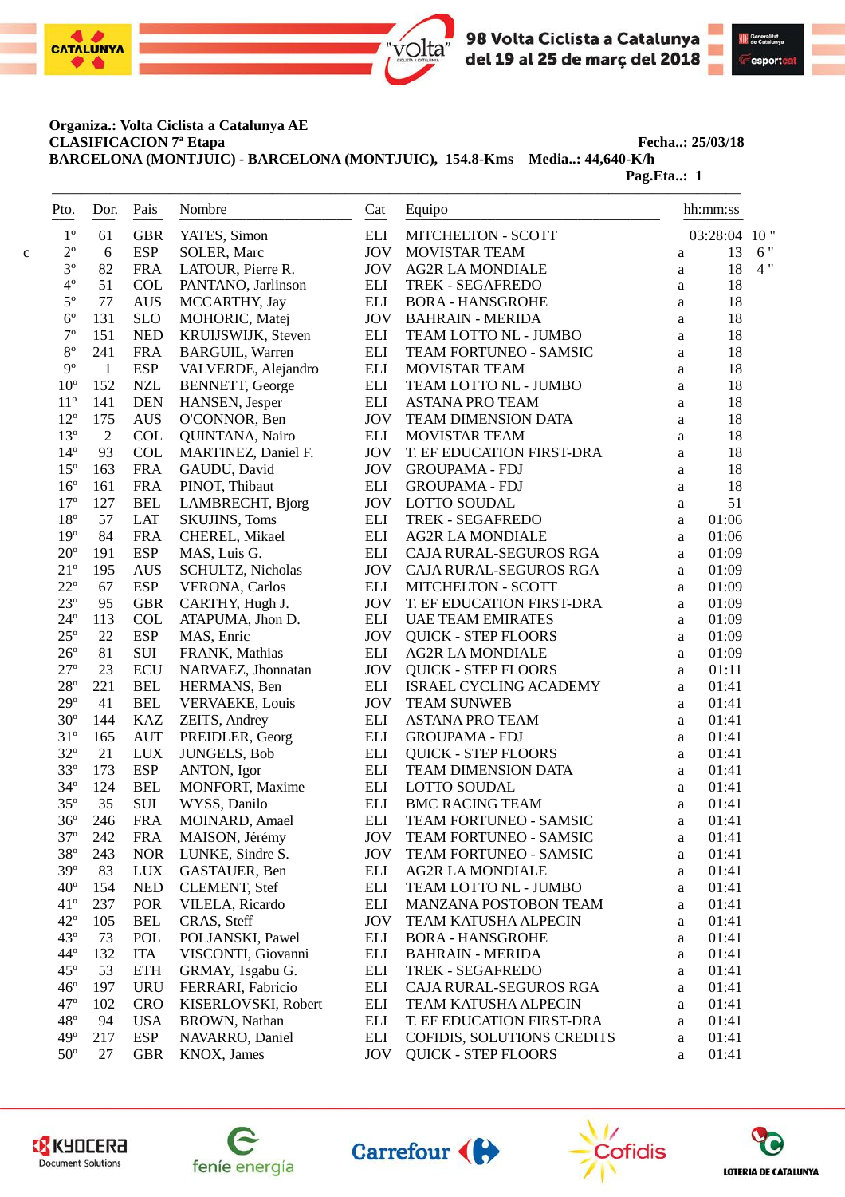**Organiza.: Volta Ciclista a Catalunya AE**

**CLASIFICACION 7ª Etapa** **Fecha..: 25/03/18**

**BARCELONA (MONTJUIC) - BARCELONA (MONTJUIC), 154.8-Kms Media..: 44,640-K/h**

**Pag.Eta..: 1**

| | Pto. | Dor. | Pais | Nombre | Cat | Equipo | | hh:mm:ss | |
|---|---|---|---|---|---|---|---|---|---|
| | 1º | 61 | GBR | YATES, Simon | ELI | MITCHELTON - SCOTT | | 03:28:04 | 10 " |
| c | 2º | 6 | ESP | SOLER, Marc | JOV | MOVISTAR TEAM | a | 13 | 6 " |
| | 3º | 82 | FRA | LATOUR, Pierre R. | JOV | AG2R LA MONDIALE | a | 18 | 4 " |
| | 4º | 51 | COL | PANTANO, Jarlinson | ELI | TREK - SEGAFREDO | a | 18 | |
| | 5º | 77 | AUS | MCCARTHY, Jay | ELI | BORA - HANSGROHE | a | 18 | |
| | 6º | 131 | SLO | MOHORIC, Matej | JOV | BAHRAIN - MERIDA | a | 18 | |
| | 7º | 151 | NED | KRUIJSWIJK, Steven | ELI | TEAM LOTTO NL - JUMBO | a | 18 | |
| | 8º | 241 | FRA | BARGUIL, Warren | ELI | TEAM FORTUNEO - SAMSIC | a | 18 | |
| | 9º | 1 | ESP | VALVERDE, Alejandro | ELI | MOVISTAR TEAM | a | 18 | |
| | 10º | 152 | NZL | BENNETT, George | ELI | TEAM LOTTO NL - JUMBO | a | 18 | |
| | 11º | 141 | DEN | HANSEN, Jesper | ELI | ASTANA PRO TEAM | a | 18 | |
| | 12º | 175 | AUS | O'CONNOR, Ben | JOV | TEAM DIMENSION DATA | a | 18 | |
| | 13º | 2 | COL | QUINTANA, Nairo | ELI | MOVISTAR TEAM | a | 18 | |
| | 14º | 93 | COL | MARTINEZ, Daniel F. | JOV | T. EF EDUCATION FIRST-DRA | a | 18 | |
| | 15º | 163 | FRA | GAUDU, David | JOV | GROUPAMA - FDJ | a | 18 | |
| | 16º | 161 | FRA | PINOT, Thibaut | ELI | GROUPAMA - FDJ | a | 18 | |
| | 17º | 127 | BEL | LAMBRECHT, Bjorg | JOV | LOTTO SOUDAL | a | 51 | |
| | 18º | 57 | LAT | SKUJINS, Toms | ELI | TREK - SEGAFREDO | a | 01:06 | |
| | 19º | 84 | FRA | CHEREL, Mikael | ELI | AG2R LA MONDIALE | a | 01:06 | |
| | 20º | 191 | ESP | MAS, Luis G. | ELI | CAJA RURAL-SEGUROS RGA | a | 01:09 | |
| | 21º | 195 | AUS | SCHULTZ, Nicholas | JOV | CAJA RURAL-SEGUROS RGA | a | 01:09 | |
| | 22º | 67 | ESP | VERONA, Carlos | ELI | MITCHELTON - SCOTT | a | 01:09 | |
| | 23º | 95 | GBR | CARTHY, Hugh J. | JOV | T. EF EDUCATION FIRST-DRA | a | 01:09 | |
| | 24º | 113 | COL | ATAPUMA, Jhon D. | ELI | UAE TEAM EMIRATES | a | 01:09 | |
| | 25º | 22 | ESP | MAS, Enric | JOV | QUICK - STEP FLOORS | a | 01:09 | |
| | 26º | 81 | SUI | FRANK, Mathias | ELI | AG2R LA MONDIALE | a | 01:09 | |
| | 27º | 23 | ECU | NARVAEZ, Jhonnatan | JOV | QUICK - STEP FLOORS | a | 01:11 | |
| | 28º | 221 | BEL | HERMANS, Ben | ELI | ISRAEL CYCLING ACADEMY | a | 01:41 | |
| | 29º | 41 | BEL | VERVAEKE, Louis | JOV | TEAM SUNWEB | a | 01:41 | |
| | 30º | 144 | KAZ | ZEITS, Andrey | ELI | ASTANA PRO TEAM | a | 01:41 | |
| | 31º | 165 | AUT | PREIDLER, Georg | ELI | GROUPAMA - FDJ | a | 01:41 | |
| | 32º | 21 | LUX | JUNGELS, Bob | ELI | QUICK - STEP FLOORS | a | 01:41 | |
| | 33º | 173 | ESP | ANTON, Igor | ELI | TEAM DIMENSION DATA | a | 01:41 | |
| | 34º | 124 | BEL | MONFORT, Maxime | ELI | LOTTO SOUDAL | a | 01:41 | |
| | 35º | 35 | SUI | WYSS, Danilo | ELI | BMC RACING TEAM | a | 01:41 | |
| | 36º | 246 | FRA | MOINARD, Amael | ELI | TEAM FORTUNEO - SAMSIC | a | 01:41 | |
| | 37º | 242 | FRA | MAISON, Jérémy | JOV | TEAM FORTUNEO - SAMSIC | a | 01:41 | |
| | 38º | 243 | NOR | LUNKE, Sindre S. | JOV | TEAM FORTUNEO - SAMSIC | a | 01:41 | |
| | 39º | 83 | LUX | GASTAUER, Ben | ELI | AG2R LA MONDIALE | a | 01:41 | |
| | 40º | 154 | NED | CLEMENT, Stef | ELI | TEAM LOTTO NL - JUMBO | a | 01:41 | |
| | 41º | 237 | POR | VILELA, Ricardo | ELI | MANZANA POSTOBON TEAM | a | 01:41 | |
| | 42º | 105 | BEL | CRAS, Steff | JOV | TEAM KATUSHA ALPECIN | a | 01:41 | |
| | 43º | 73 | POL | POLJANSKI, Pawel | ELI | BORA - HANSGROHE | a | 01:41 | |
| | 44º | 132 | ITA | VISCONTI, Giovanni | ELI | BAHRAIN - MERIDA | a | 01:41 | |
| | 45º | 53 | ETH | GRMAY, Tsgabu G. | ELI | TREK - SEGAFREDO | a | 01:41 | |
| | 46º | 197 | URU | FERRARI, Fabricio | ELI | CAJA RURAL-SEGUROS RGA | a | 01:41 | |
| | 47º | 102 | CRO | KISERLOVSKI, Robert | ELI | TEAM KATUSHA ALPECIN | a | 01:41 | |
| | 48º | 94 | USA | BROWN, Nathan | ELI | T. EF EDUCATION FIRST-DRA | a | 01:41 | |
| | 49º | 217 | ESP | NAVARRO, Daniel | ELI | COFIDIS, SOLUTIONS CREDITS | a | 01:41 | |
| | 50º | 27 | GBR | KNOX, James | JOV | QUICK - STEP FLOORS | a | 01:41 | |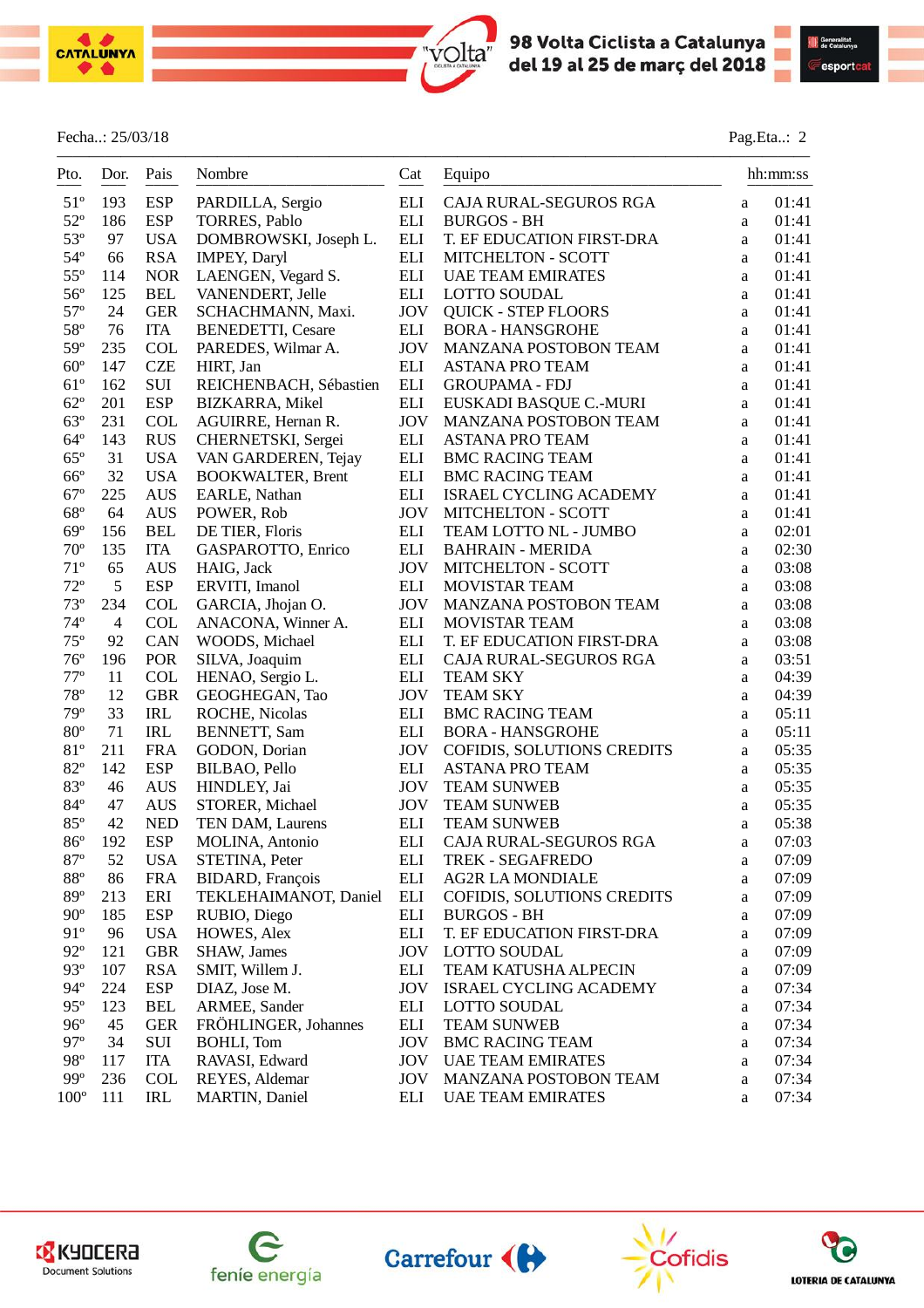Fecha..: 25/03/18 Pag.Eta..: 2

| Pto. | Dor. | Pais | Nombre | Cat | Equipo | | hh:mm:ss |
|---|---|---|---|---|---|---|---|
| 51º | 193 | ESP | PARDILLA, Sergio | ELI | CAJA RURAL-SEGUROS RGA | a | 01:41 |
| 52º | 186 | ESP | TORRES, Pablo | ELI | BURGOS - BH | a | 01:41 |
| 53º | 97 | USA | DOMBROWSKI, Joseph L. | ELI | T. EF EDUCATION FIRST-DRA | a | 01:41 |
| 54º | 66 | RSA | IMPEY, Daryl | ELI | MITCHELTON - SCOTT | a | 01:41 |
| 55º | 114 | NOR | LAENGEN, Vegard S. | ELI | UAE TEAM EMIRATES | a | 01:41 |
| 56º | 125 | BEL | VANENDERT, Jelle | ELI | LOTTO SOUDAL | a | 01:41 |
| 57º | 24 | GER | SCHACHMANN, Maxi. | JOV | QUICK - STEP FLOORS | a | 01:41 |
| 58º | 76 | ITA | BENEDETTI, Cesare | ELI | BORA - HANSGROHE | a | 01:41 |
| 59º | 235 | COL | PAREDES, Wilmar A. | JOV | MANZANA POSTOBON TEAM | a | 01:41 |
| 60º | 147 | CZE | HIRT, Jan | ELI | ASTANA PRO TEAM | a | 01:41 |
| 61º | 162 | SUI | REICHENBACH, Sébastien | ELI | GROUPAMA - FDJ | a | 01:41 |
| 62º | 201 | ESP | BIZKARRA, Mikel | ELI | EUSKADI BASQUE C.-MURI | a | 01:41 |
| 63º | 231 | COL | AGUIRRE, Hernan R. | JOV | MANZANA POSTOBON TEAM | a | 01:41 |
| 64º | 143 | RUS | CHERNETSKI, Sergei | ELI | ASTANA PRO TEAM | a | 01:41 |
| 65º | 31 | USA | VAN GARDEREN, Tejay | ELI | BMC RACING TEAM | a | 01:41 |
| 66º | 32 | USA | BOOKWALTER, Brent | ELI | BMC RACING TEAM | a | 01:41 |
| 67º | 225 | AUS | EARLE, Nathan | ELI | ISRAEL CYCLING ACADEMY | a | 01:41 |
| 68º | 64 | AUS | POWER, Rob | JOV | MITCHELTON - SCOTT | a | 01:41 |
| 69º | 156 | BEL | DE TIER, Floris | ELI | TEAM LOTTO NL - JUMBO | a | 02:01 |
| 70º | 135 | ITA | GASPAROTTO, Enrico | ELI | BAHRAIN - MERIDA | a | 02:30 |
| 71º | 65 | AUS | HAIG, Jack | JOV | MITCHELTON - SCOTT | a | 03:08 |
| 72º | 5 | ESP | ERVITI, Imanol | ELI | MOVISTAR TEAM | a | 03:08 |
| 73º | 234 | COL | GARCIA, Jhojan O. | JOV | MANZANA POSTOBON TEAM | a | 03:08 |
| 74º | 4 | COL | ANACONA, Winner A. | ELI | MOVISTAR TEAM | a | 03:08 |
| 75º | 92 | CAN | WOODS, Michael | ELI | T. EF EDUCATION FIRST-DRA | a | 03:08 |
| 76º | 196 | POR | SILVA, Joaquim | ELI | CAJA RURAL-SEGUROS RGA | a | 03:51 |
| 77º | 11 | COL | HENAO, Sergio L. | ELI | TEAM SKY | a | 04:39 |
| 78º | 12 | GBR | GEOGHEGAN, Tao | JOV | TEAM SKY | a | 04:39 |
| 79º | 33 | IRL | ROCHE, Nicolas | ELI | BMC RACING TEAM | a | 05:11 |
| 80º | 71 | IRL | BENNETT, Sam | ELI | BORA - HANSGROHE | a | 05:11 |
| 81º | 211 | FRA | GODON, Dorian | JOV | COFIDIS, SOLUTIONS CREDITS | a | 05:35 |
| 82º | 142 | ESP | BILBAO, Pello | ELI | ASTANA PRO TEAM | a | 05:35 |
| 83º | 46 | AUS | HINDLEY, Jai | JOV | TEAM SUNWEB | a | 05:35 |
| 84º | 47 | AUS | STORER, Michael | JOV | TEAM SUNWEB | a | 05:35 |
| 85º | 42 | NED | TEN DAM, Laurens | ELI | TEAM SUNWEB | a | 05:38 |
| 86º | 192 | ESP | MOLINA, Antonio | ELI | CAJA RURAL-SEGUROS RGA | a | 07:03 |
| 87º | 52 | USA | STETINA, Peter | ELI | TREK - SEGAFREDO | a | 07:09 |
| 88º | 86 | FRA | BIDARD, François | ELI | AG2R LA MONDIALE | a | 07:09 |
| 89º | 213 | ERI | TEKLEHAIMANOT, Daniel | ELI | COFIDIS, SOLUTIONS CREDITS | a | 07:09 |
| 90º | 185 | ESP | RUBIO, Diego | ELI | BURGOS - BH | a | 07:09 |
| 91º | 96 | USA | HOWES, Alex | ELI | T. EF EDUCATION FIRST-DRA | a | 07:09 |
| 92º | 121 | GBR | SHAW, James | JOV | LOTTO SOUDAL | a | 07:09 |
| 93º | 107 | RSA | SMIT, Willem J. | ELI | TEAM KATUSHA ALPECIN | a | 07:09 |
| 94º | 224 | ESP | DIAZ, Jose M. | JOV | ISRAEL CYCLING ACADEMY | a | 07:34 |
| 95º | 123 | BEL | ARMEE, Sander | ELI | LOTTO SOUDAL | a | 07:34 |
| 96º | 45 | GER | FRÖHLINGER, Johannes | ELI | TEAM SUNWEB | a | 07:34 |
| 97º | 34 | SUI | BOHLI, Tom | JOV | BMC RACING TEAM | a | 07:34 |
| 98º | 117 | ITA | RAVASI, Edward | JOV | UAE TEAM EMIRATES | a | 07:34 |
| 99º | 236 | COL | REYES, Aldemar | JOV | MANZANA POSTOBON TEAM | a | 07:34 |
| 100º | 111 | IRL | MARTIN, Daniel | ELI | UAE TEAM EMIRATES | a | 07:34 |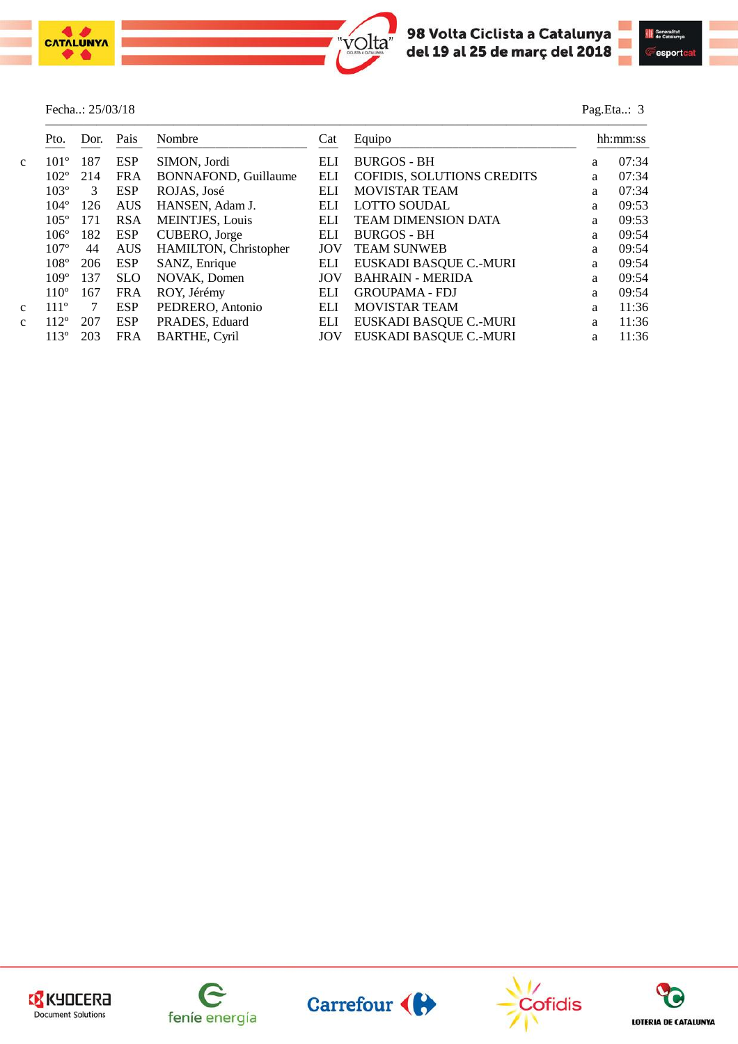Fecha..: 25/03/18 Pag.Eta..: 3

| | Pto. | Dor. | Pais | Nombre | Cat | Equipo | | hh:mm:ss |
|---|---|---|---|---|---|---|---|---|
| c | 101º | 187 | ESP | SIMON, Jordi | ELI | BURGOS - BH | a | 07:34 |
| | 102º | 214 | FRA | BONNAFOND, Guillaume | ELI | COFIDIS, SOLUTIONS CREDITS | a | 07:34 |
| | 103º | 3 | ESP | ROJAS, José | ELI | MOVISTAR TEAM | a | 07:34 |
| | 104º | 126 | AUS | HANSEN, Adam J. | ELI | LOTTO SOUDAL | a | 09:53 |
| | 105º | 171 | RSA | MEINTJES, Louis | ELI | TEAM DIMENSION DATA | a | 09:53 |
| | 106º | 182 | ESP | CUBERO, Jorge | ELI | BURGOS - BH | a | 09:54 |
| | 107º | 44 | AUS | HAMILTON, Christopher | JOV | TEAM SUNWEB | a | 09:54 |
| | 108º | 206 | ESP | SANZ, Enrique | ELI | EUSKADI BASQUE C.-MURI | a | 09:54 |
| | 109º | 137 | SLO | NOVAK, Domen | JOV | BAHRAIN - MERIDA | a | 09:54 |
| | 110º | 167 | FRA | ROY, Jérémy | ELI | GROUPAMA - FDJ | a | 09:54 |
| c | 111º | 7 | ESP | PEDRERO, Antonio | ELI | MOVISTAR TEAM | a | 11:36 |
| c | 112º | 207 | ESP | PRADES, Eduard | ELI | EUSKADI BASQUE C.-MURI | a | 11:36 |
| | 113º | 203 | FRA | BARTHE, Cyril | JOV | EUSKADI BASQUE C.-MURI | a | 11:36 |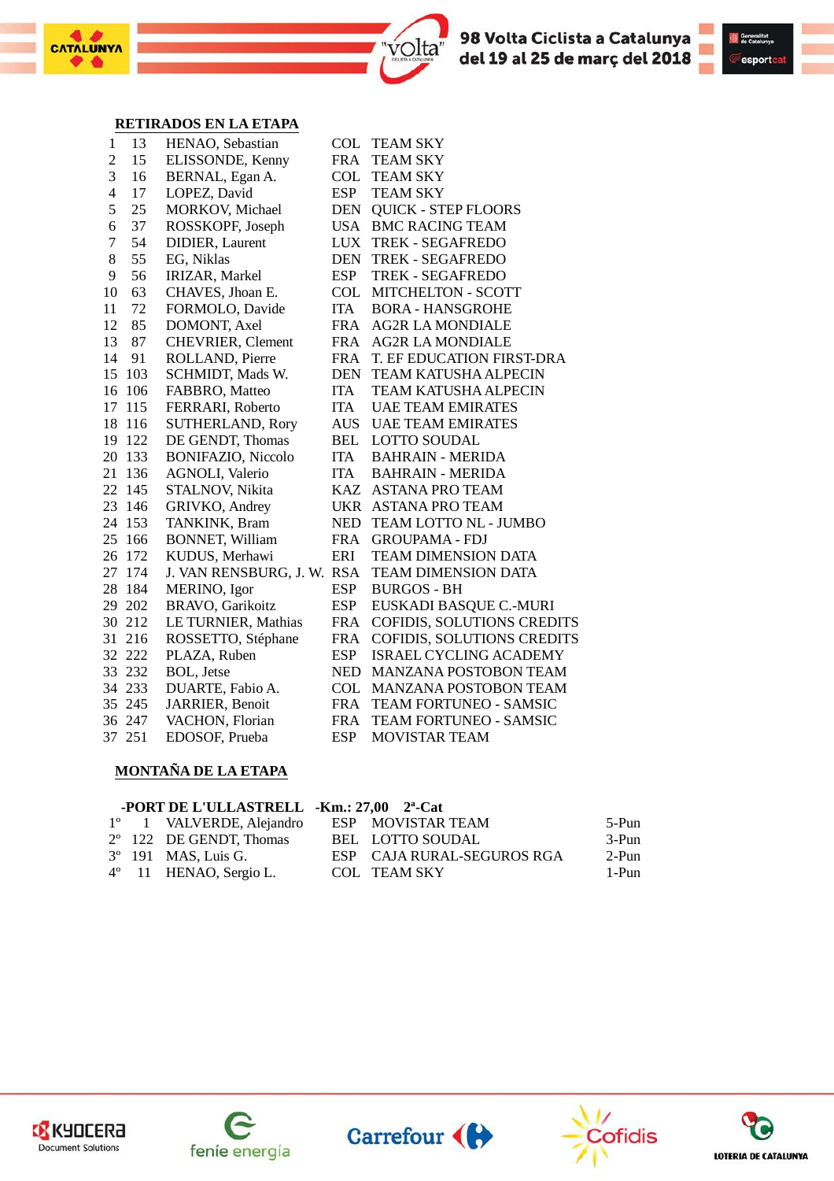## RETIRADOS EN LA ETAPA

| | | | | |
|---|---|---|---|---|
| 1 | 13 | HENAO, Sebastian | COL | TEAM SKY |
| 2 | 15 | ELISSONDE, Kenny | FRA | TEAM SKY |
| 3 | 16 | BERNAL, Egan A. | COL | TEAM SKY |
| 4 | 17 | LOPEZ, David | ESP | TEAM SKY |
| 5 | 25 | MORKOV, Michael | DEN | QUICK - STEP FLOORS |
| 6 | 37 | ROSSKOPF, Joseph | USA | BMC RACING TEAM |
| 7 | 54 | DIDIER, Laurent | LUX | TREK - SEGAFREDO |
| 8 | 55 | EG, Niklas | DEN | TREK - SEGAFREDO |
| 9 | 56 | IRIZAR, Markel | ESP | TREK - SEGAFREDO |
| 10 | 63 | CHAVES, Jhoan E. | COL | MITCHELTON - SCOTT |
| 11 | 72 | FORMOLO, Davide | ITA | BORA - HANSGROHE |
| 12 | 85 | DOMONT, Axel | FRA | AG2R LA MONDIALE |
| 13 | 87 | CHEVRIER, Clement | FRA | AG2R LA MONDIALE |
| 14 | 91 | ROLLAND, Pierre | FRA | T. EF EDUCATION FIRST-DRA |
| 15 | 103 | SCHMIDT, Mads W. | DEN | TEAM KATUSHA ALPECIN |
| 16 | 106 | FABBRO, Matteo | ITA | TEAM KATUSHA ALPECIN |
| 17 | 115 | FERRARI, Roberto | ITA | UAE TEAM EMIRATES |
| 18 | 116 | SUTHERLAND, Rory | AUS | UAE TEAM EMIRATES |
| 19 | 122 | DE GENDT, Thomas | BEL | LOTTO SOUDAL |
| 20 | 133 | BONIFAZIO, Niccolo | ITA | BAHRAIN - MERIDA |
| 21 | 136 | AGNOLI, Valerio | ITA | BAHRAIN - MERIDA |
| 22 | 145 | STALNOV, Nikita | KAZ | ASTANA PRO TEAM |
| 23 | 146 | GRIVKO, Andrey | UKR | ASTANA PRO TEAM |
| 24 | 153 | TANKINK, Bram | NED | TEAM LOTTO NL - JUMBO |
| 25 | 166 | BONNET, William | FRA | GROUPAMA - FDJ |
| 26 | 172 | KUDUS, Merhawi | ERI | TEAM DIMENSION DATA |
| 27 | 174 | J. VAN RENSBURG, J. W. | RSA | TEAM DIMENSION DATA |
| 28 | 184 | MERINO, Igor | ESP | BURGOS - BH |
| 29 | 202 | BRAVO, Garikoitz | ESP | EUSKADI BASQUE C.-MURI |
| 30 | 212 | LE TURNIER, Mathias | FRA | COFIDIS, SOLUTIONS CREDITS |
| 31 | 216 | ROSSETTO, Stéphane | FRA | COFIDIS, SOLUTIONS CREDITS |
| 32 | 222 | PLAZA, Ruben | ESP | ISRAEL CYCLING ACADEMY |
| 33 | 232 | BOL, Jetse | NED | MANZANA POSTOBON TEAM |
| 34 | 233 | DUARTE, Fabio A. | COL | MANZANA POSTOBON TEAM |
| 35 | 245 | JARRIER, Benoit | FRA | TEAM FORTUNEO - SAMSIC |
| 36 | 247 | VACHON, Florian | FRA | TEAM FORTUNEO - SAMSIC |
| 37 | 251 | EDOSOF, Prueba | ESP | MOVISTAR TEAM |

## MONTAÑA DE LA ETAPA

**-PORT DE L'ULLASTRELL -Km.: 27,00 2ª-Cat**

| | | | | | |
|---|---|---|---|---|---|
| 1º | 1 | VALVERDE, Alejandro | ESP | MOVISTAR TEAM | 5-Pun |
| 2º | 122 | DE GENDT, Thomas | BEL | LOTTO SOUDAL | 3-Pun |
| 3º | 191 | MAS, Luis G. | ESP | CAJA RURAL-SEGUROS RGA | 2-Pun |
| 4º | 11 | HENAO, Sergio L. | COL | TEAM SKY | 1-Pun |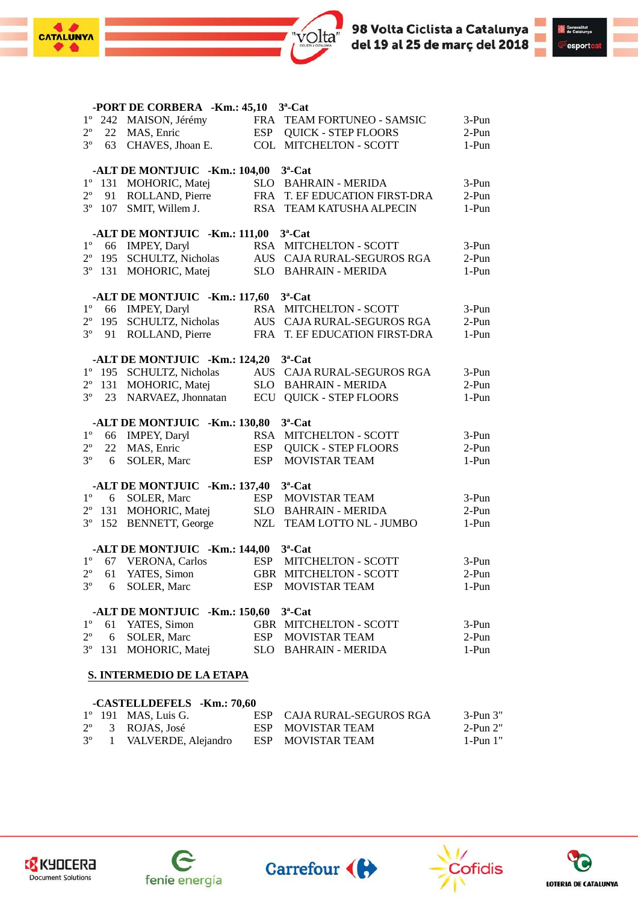**-PORT DE CORBERA -Km.: 45,10 3ª-Cat**

| | | | | | |
|---|---|---|---|---|---|
| 1º | 242 | MAISON, Jérémy | FRA | TEAM FORTUNEO - SAMSIC | 3-Pun |
| 2º | 22 | MAS, Enric | ESP | QUICK - STEP FLOORS | 2-Pun |
| 3º | 63 | CHAVES, Jhoan E. | COL | MITCHELTON - SCOTT | 1-Pun |

**-ALT DE MONTJUIC -Km.: 104,00 3ª-Cat**

| | | | | | |
|---|---|---|---|---|---|
| 1º | 131 | MOHORIC, Matej | SLO | BAHRAIN - MERIDA | 3-Pun |
| 2º | 91 | ROLLAND, Pierre | FRA | T. EF EDUCATION FIRST-DRA | 2-Pun |
| 3º | 107 | SMIT, Willem J. | RSA | TEAM KATUSHA ALPECIN | 1-Pun |

**-ALT DE MONTJUIC -Km.: 111,00 3ª-Cat**

| | | | | | |
|---|---|---|---|---|---|
| 1º | 66 | IMPEY, Daryl | RSA | MITCHELTON - SCOTT | 3-Pun |
| 2º | 195 | SCHULTZ, Nicholas | AUS | CAJA RURAL-SEGUROS RGA | 2-Pun |
| 3º | 131 | MOHORIC, Matej | SLO | BAHRAIN - MERIDA | 1-Pun |

**-ALT DE MONTJUIC -Km.: 117,60 3ª-Cat**

| | | | | | |
|---|---|---|---|---|---|
| 1º | 66 | IMPEY, Daryl | RSA | MITCHELTON - SCOTT | 3-Pun |
| 2º | 195 | SCHULTZ, Nicholas | AUS | CAJA RURAL-SEGUROS RGA | 2-Pun |
| 3º | 91 | ROLLAND, Pierre | FRA | T. EF EDUCATION FIRST-DRA | 1-Pun |

**-ALT DE MONTJUIC -Km.: 124,20 3ª-Cat**

| | | | | | |
|---|---|---|---|---|---|
| 1º | 195 | SCHULTZ, Nicholas | AUS | CAJA RURAL-SEGUROS RGA | 3-Pun |
| 2º | 131 | MOHORIC, Matej | SLO | BAHRAIN - MERIDA | 2-Pun |
| 3º | 23 | NARVAEZ, Jhonnatan | ECU | QUICK - STEP FLOORS | 1-Pun |

**-ALT DE MONTJUIC -Km.: 130,80 3ª-Cat**

| | | | | | |
|---|---|---|---|---|---|
| 1º | 66 | IMPEY, Daryl | RSA | MITCHELTON - SCOTT | 3-Pun |
| 2º | 22 | MAS, Enric | ESP | QUICK - STEP FLOORS | 2-Pun |
| 3º | 6 | SOLER, Marc | ESP | MOVISTAR TEAM | 1-Pun |

**-ALT DE MONTJUIC -Km.: 137,40 3ª-Cat**

| | | | | | |
|---|---|---|---|---|---|
| 1º | 6 | SOLER, Marc | ESP | MOVISTAR TEAM | 3-Pun |
| 2º | 131 | MOHORIC, Matej | SLO | BAHRAIN - MERIDA | 2-Pun |
| 3º | 152 | BENNETT, George | NZL | TEAM LOTTO NL - JUMBO | 1-Pun |

**-ALT DE MONTJUIC -Km.: 144,00 3ª-Cat**

| | | | | | |
|---|---|---|---|---|---|
| 1º | 67 | VERONA, Carlos | ESP | MITCHELTON - SCOTT | 3-Pun |
| 2º | 61 | YATES, Simon | GBR | MITCHELTON - SCOTT | 2-Pun |
| 3º | 6 | SOLER, Marc | ESP | MOVISTAR TEAM | 1-Pun |

**-ALT DE MONTJUIC -Km.: 150,60 3ª-Cat**

| | | | | | |
|---|---|---|---|---|---|
| 1º | 61 | YATES, Simon | GBR | MITCHELTON - SCOTT | 3-Pun |
| 2º | 6 | SOLER, Marc | ESP | MOVISTAR TEAM | 2-Pun |
| 3º | 131 | MOHORIC, Matej | SLO | BAHRAIN - MERIDA | 1-Pun |

## S. INTERMEDIO DE LA ETAPA

**-CASTELLDEFELS -Km.: 70,60**

| | | | | | |
|---|---|---|---|---|---|
| 1º | 191 | MAS, Luis G. | ESP | CAJA RURAL-SEGUROS RGA | 3-Pun 3" |
| 2º | 3 | ROJAS, José | ESP | MOVISTAR TEAM | 2-Pun 2" |
| 3º | 1 | VALVERDE, Alejandro | ESP | MOVISTAR TEAM | 1-Pun 1" |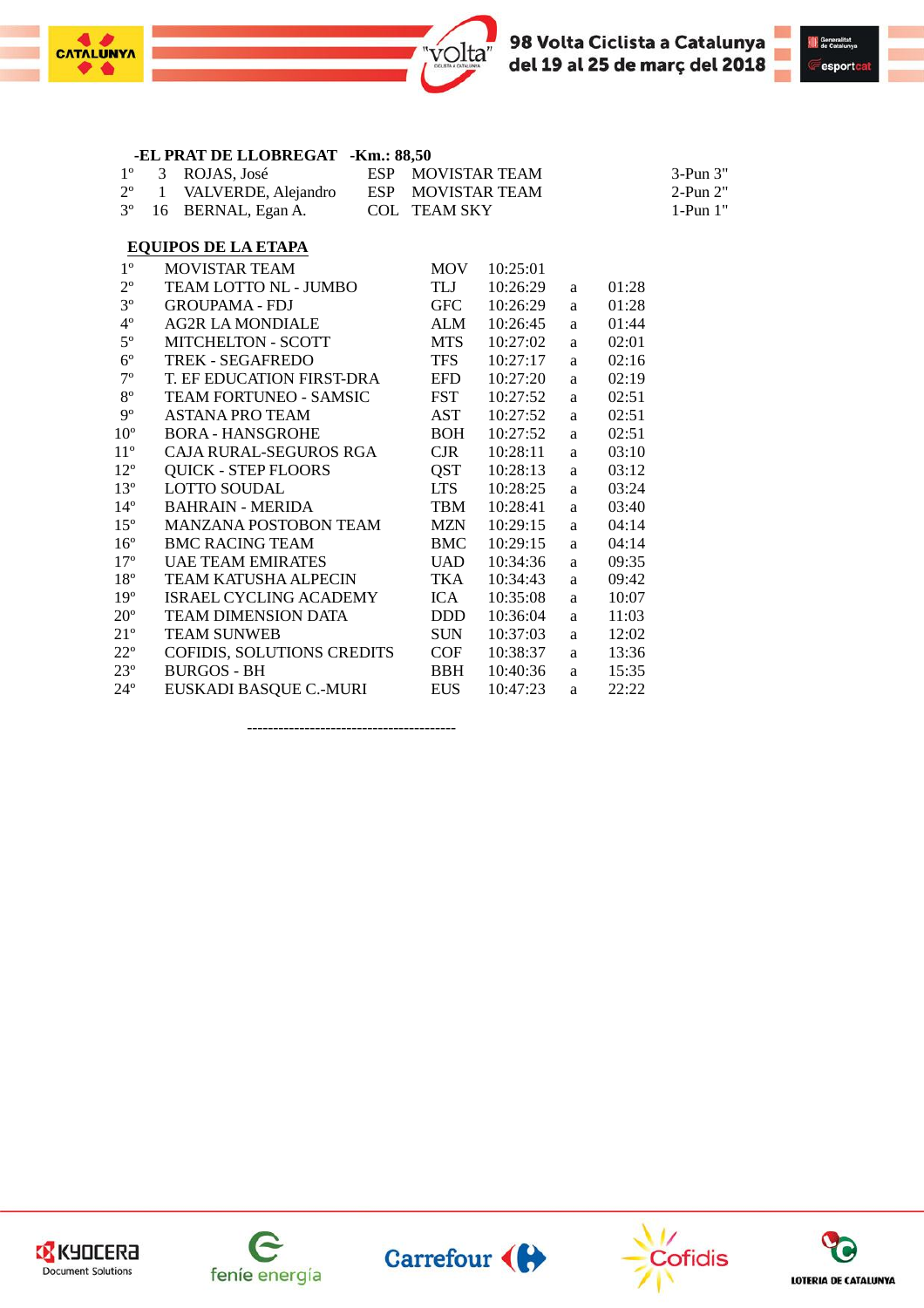**-EL PRAT DE LLOBREGAT -Km.: 88,50**

| | | | | | |
|---|---|---|---|---|---|
| 1º | 3 | ROJAS, José | ESP | MOVISTAR TEAM | 3-Pun 3" |
| 2º | 1 | VALVERDE, Alejandro | ESP | MOVISTAR TEAM | 2-Pun 2" |
| 3º | 16 | BERNAL, Egan A. | COL | TEAM SKY | 1-Pun 1" |

**EQUIPOS DE LA ETAPA**

| | | | | | |
|---|---|---|---|---|---|
| 1º | MOVISTAR TEAM | MOV | 10:25:01 | | |
| 2º | TEAM LOTTO NL - JUMBO | TLJ | 10:26:29 | a | 01:28 |
| 3º | GROUPAMA - FDJ | GFC | 10:26:29 | a | 01:28 |
| 4º | AG2R LA MONDIALE | ALM | 10:26:45 | a | 01:44 |
| 5º | MITCHELTON - SCOTT | MTS | 10:27:02 | a | 02:01 |
| 6º | TREK - SEGAFREDO | TFS | 10:27:17 | a | 02:16 |
| 7º | T. EF EDUCATION FIRST-DRA | EFD | 10:27:20 | a | 02:19 |
| 8º | TEAM FORTUNEO - SAMSIC | FST | 10:27:52 | a | 02:51 |
| 9º | ASTANA PRO TEAM | AST | 10:27:52 | a | 02:51 |
| 10º | BORA - HANSGROHE | BOH | 10:27:52 | a | 02:51 |
| 11º | CAJA RURAL-SEGUROS RGA | CJR | 10:28:11 | a | 03:10 |
| 12º | QUICK - STEP FLOORS | QST | 10:28:13 | a | 03:12 |
| 13º | LOTTO SOUDAL | LTS | 10:28:25 | a | 03:24 |
| 14º | BAHRAIN - MERIDA | TBM | 10:28:41 | a | 03:40 |
| 15º | MANZANA POSTOBON TEAM | MZN | 10:29:15 | a | 04:14 |
| 16º | BMC RACING TEAM | BMC | 10:29:15 | a | 04:14 |
| 17º | UAE TEAM EMIRATES | UAD | 10:34:36 | a | 09:35 |
| 18º | TEAM KATUSHA ALPECIN | TKA | 10:34:43 | a | 09:42 |
| 19º | ISRAEL CYCLING ACADEMY | ICA | 10:35:08 | a | 10:07 |
| 20º | TEAM DIMENSION DATA | DDD | 10:36:04 | a | 11:03 |
| 21º | TEAM SUNWEB | SUN | 10:37:03 | a | 12:02 |
| 22º | COFIDIS, SOLUTIONS CREDITS | COF | 10:38:37 | a | 13:36 |
| 23º | BURGOS - BH | BBH | 10:40:36 | a | 15:35 |
| 24º | EUSKADI BASQUE C.-MURI | EUS | 10:47:23 | a | 22:22 |

----------------------------------------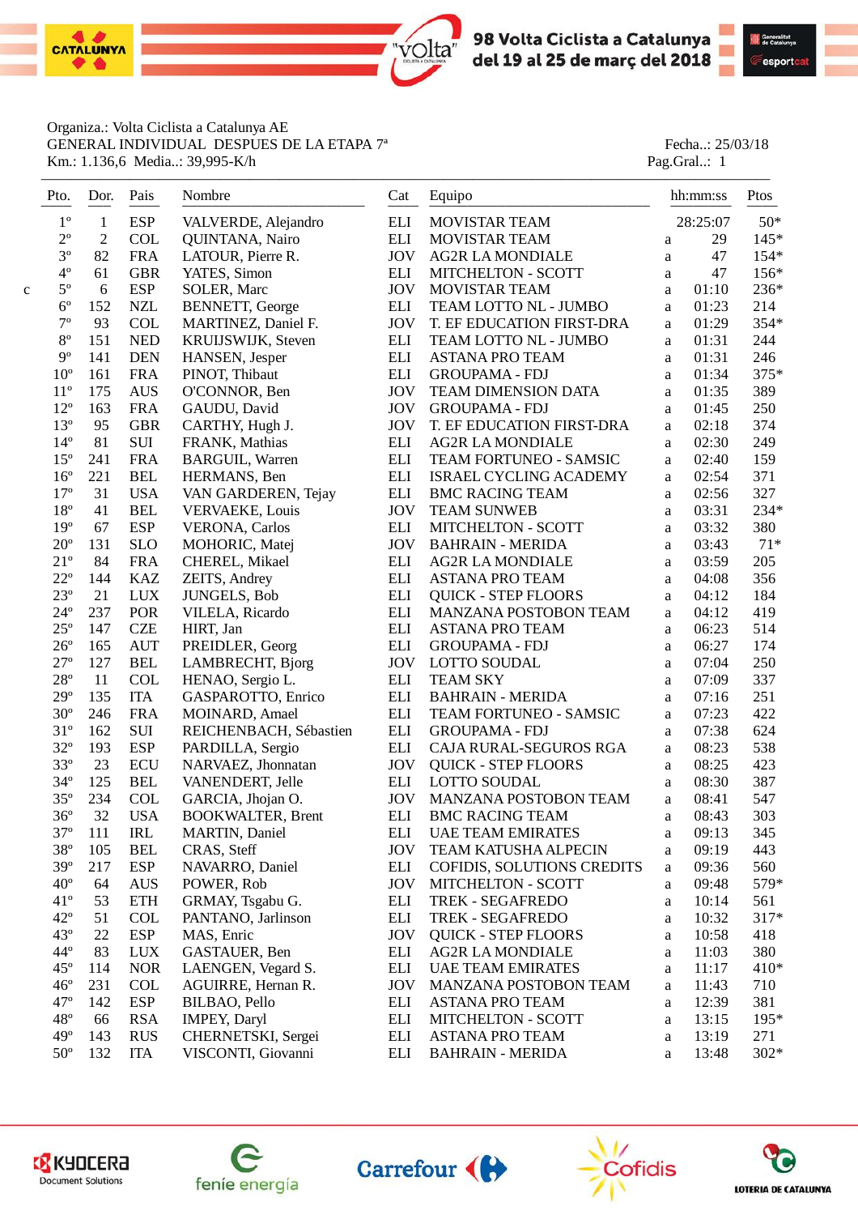98 Volta Ciclista a Catalunya del 19 al 25 de març del 2018

Organiza.: Volta Ciclista a Catalunya AE

GENERAL INDIVIDUAL DESPUES DE LA ETAPA 7ª — Fecha..: 25/03/18

Km.: 1.136,6 Media..: 39,995-K/h — Pag.Gral..: 1

| | Pto. | Dor. | Pais | Nombre | Cat | Equipo | | hh:mm:ss | Ptos |
|---|---|---|---|---|---|---|---|---|---|
| | 1º | 1 | ESP | VALVERDE, Alejandro | ELI | MOVISTAR TEAM | | 28:25:07 | 50* |
| | 2º | 2 | COL | QUINTANA, Nairo | ELI | MOVISTAR TEAM | a | 29 | 145* |
| | 3º | 82 | FRA | LATOUR, Pierre R. | JOV | AG2R LA MONDIALE | a | 47 | 154* |
| | 4º | 61 | GBR | YATES, Simon | ELI | MITCHELTON - SCOTT | a | 47 | 156* |
| c | 5º | 6 | ESP | SOLER, Marc | JOV | MOVISTAR TEAM | a | 01:10 | 236* |
| | 6º | 152 | NZL | BENNETT, George | ELI | TEAM LOTTO NL - JUMBO | a | 01:23 | 214 |
| | 7º | 93 | COL | MARTINEZ, Daniel F. | JOV | T. EF EDUCATION FIRST-DRA | a | 01:29 | 354* |
| | 8º | 151 | NED | KRUIJSWIJK, Steven | ELI | TEAM LOTTO NL - JUMBO | a | 01:31 | 244 |
| | 9º | 141 | DEN | HANSEN, Jesper | ELI | ASTANA PRO TEAM | a | 01:31 | 246 |
| | 10º | 161 | FRA | PINOT, Thibaut | ELI | GROUPAMA - FDJ | a | 01:34 | 375* |
| | 11º | 175 | AUS | O'CONNOR, Ben | JOV | TEAM DIMENSION DATA | a | 01:35 | 389 |
| | 12º | 163 | FRA | GAUDU, David | JOV | GROUPAMA - FDJ | a | 01:45 | 250 |
| | 13º | 95 | GBR | CARTHY, Hugh J. | JOV | T. EF EDUCATION FIRST-DRA | a | 02:18 | 374 |
| | 14º | 81 | SUI | FRANK, Mathias | ELI | AG2R LA MONDIALE | a | 02:30 | 249 |
| | 15º | 241 | FRA | BARGUIL, Warren | ELI | TEAM FORTUNEO - SAMSIC | a | 02:40 | 159 |
| | 16º | 221 | BEL | HERMANS, Ben | ELI | ISRAEL CYCLING ACADEMY | a | 02:54 | 371 |
| | 17º | 31 | USA | VAN GARDEREN, Tejay | ELI | BMC RACING TEAM | a | 02:56 | 327 |
| | 18º | 41 | BEL | VERVAEKE, Louis | JOV | TEAM SUNWEB | a | 03:31 | 234* |
| | 19º | 67 | ESP | VERONA, Carlos | ELI | MITCHELTON - SCOTT | a | 03:32 | 380 |
| | 20º | 131 | SLO | MOHORIC, Matej | JOV | BAHRAIN - MERIDA | a | 03:43 | 71* |
| | 21º | 84 | FRA | CHEREL, Mikael | ELI | AG2R LA MONDIALE | a | 03:59 | 205 |
| | 22º | 144 | KAZ | ZEITS, Andrey | ELI | ASTANA PRO TEAM | a | 04:08 | 356 |
| | 23º | 21 | LUX | JUNGELS, Bob | ELI | QUICK - STEP FLOORS | a | 04:12 | 184 |
| | 24º | 237 | POR | VILELA, Ricardo | ELI | MANZANA POSTOBON TEAM | a | 04:12 | 419 |
| | 25º | 147 | CZE | HIRT, Jan | ELI | ASTANA PRO TEAM | a | 06:23 | 514 |
| | 26º | 165 | AUT | PREIDLER, Georg | ELI | GROUPAMA - FDJ | a | 06:27 | 174 |
| | 27º | 127 | BEL | LAMBRECHT, Bjorg | JOV | LOTTO SOUDAL | a | 07:04 | 250 |
| | 28º | 11 | COL | HENAO, Sergio L. | ELI | TEAM SKY | a | 07:09 | 337 |
| | 29º | 135 | ITA | GASPAROTTO, Enrico | ELI | BAHRAIN - MERIDA | a | 07:16 | 251 |
| | 30º | 246 | FRA | MOINARD, Amael | ELI | TEAM FORTUNEO - SAMSIC | a | 07:23 | 422 |
| | 31º | 162 | SUI | REICHENBACH, Sébastien | ELI | GROUPAMA - FDJ | a | 07:38 | 624 |
| | 32º | 193 | ESP | PARDILLA, Sergio | ELI | CAJA RURAL-SEGUROS RGA | a | 08:23 | 538 |
| | 33º | 23 | ECU | NARVAEZ, Jhonnatan | JOV | QUICK - STEP FLOORS | a | 08:25 | 423 |
| | 34º | 125 | BEL | VANENDERT, Jelle | ELI | LOTTO SOUDAL | a | 08:30 | 387 |
| | 35º | 234 | COL | GARCIA, Jhojan O. | JOV | MANZANA POSTOBON TEAM | a | 08:41 | 547 |
| | 36º | 32 | USA | BOOKWALTER, Brent | ELI | BMC RACING TEAM | a | 08:43 | 303 |
| | 37º | 111 | IRL | MARTIN, Daniel | ELI | UAE TEAM EMIRATES | a | 09:13 | 345 |
| | 38º | 105 | BEL | CRAS, Steff | JOV | TEAM KATUSHA ALPECIN | a | 09:19 | 443 |
| | 39º | 217 | ESP | NAVARRO, Daniel | ELI | COFIDIS, SOLUTIONS CREDITS | a | 09:36 | 560 |
| | 40º | 64 | AUS | POWER, Rob | JOV | MITCHELTON - SCOTT | a | 09:48 | 579* |
| | 41º | 53 | ETH | GRMAY, Tsgabu G. | ELI | TREK - SEGAFREDO | a | 10:14 | 561 |
| | 42º | 51 | COL | PANTANO, Jarlinson | ELI | TREK - SEGAFREDO | a | 10:32 | 317* |
| | 43º | 22 | ESP | MAS, Enric | JOV | QUICK - STEP FLOORS | a | 10:58 | 418 |
| | 44º | 83 | LUX | GASTAUER, Ben | ELI | AG2R LA MONDIALE | a | 11:03 | 380 |
| | 45º | 114 | NOR | LAENGEN, Vegard S. | ELI | UAE TEAM EMIRATES | a | 11:17 | 410* |
| | 46º | 231 | COL | AGUIRRE, Hernan R. | JOV | MANZANA POSTOBON TEAM | a | 11:43 | 710 |
| | 47º | 142 | ESP | BILBAO, Pello | ELI | ASTANA PRO TEAM | a | 12:39 | 381 |
| | 48º | 66 | RSA | IMPEY, Daryl | ELI | MITCHELTON - SCOTT | a | 13:15 | 195* |
| | 49º | 143 | RUS | CHERNETSKI, Sergei | ELI | ASTANA PRO TEAM | a | 13:19 | 271 |
| | 50º | 132 | ITA | VISCONTI, Giovanni | ELI | BAHRAIN - MERIDA | a | 13:48 | 302* |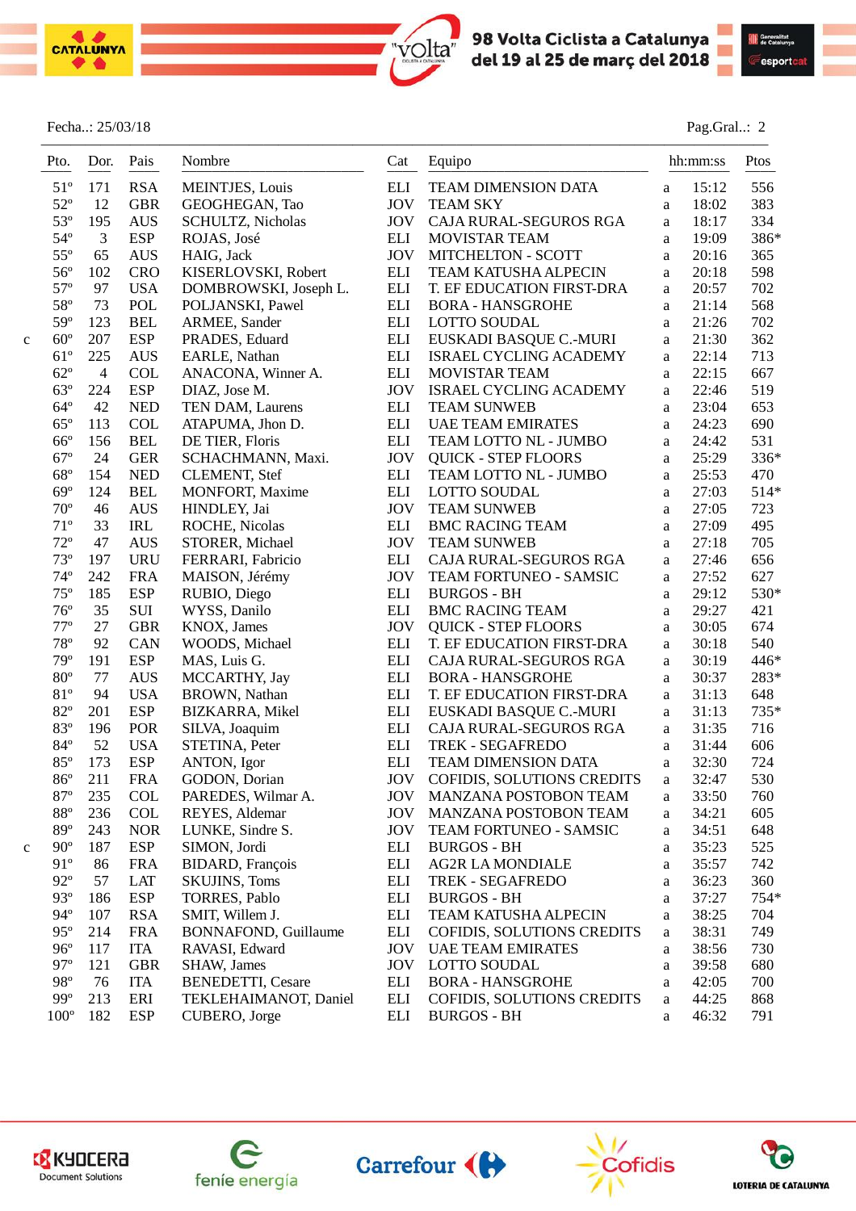Fecha..: 25/03/18 Pag.Gral..: 2

| | Pto. | Dor. | Pais | Nombre | Cat | Equipo | | hh:mm:ss | Ptos |
|---|---|---|---|---|---|---|---|---|---|
| | 51º | 171 | RSA | MEINTJES, Louis | ELI | TEAM DIMENSION DATA | a | 15:12 | 556 |
| | 52º | 12 | GBR | GEOGHEGAN, Tao | JOV | TEAM SKY | a | 18:02 | 383 |
| | 53º | 195 | AUS | SCHULTZ, Nicholas | JOV | CAJA RURAL-SEGUROS RGA | a | 18:17 | 334 |
| | 54º | 3 | ESP | ROJAS, José | ELI | MOVISTAR TEAM | a | 19:09 | 386* |
| | 55º | 65 | AUS | HAIG, Jack | JOV | MITCHELTON - SCOTT | a | 20:16 | 365 |
| | 56º | 102 | CRO | KISERLOVSKI, Robert | ELI | TEAM KATUSHA ALPECIN | a | 20:18 | 598 |
| | 57º | 97 | USA | DOMBROWSKI, Joseph L. | ELI | T. EF EDUCATION FIRST-DRA | a | 20:57 | 702 |
| | 58º | 73 | POL | POLJANSKI, Pawel | ELI | BORA - HANSGROHE | a | 21:14 | 568 |
| | 59º | 123 | BEL | ARMEE, Sander | ELI | LOTTO SOUDAL | a | 21:26 | 702 |
| c | 60º | 207 | ESP | PRADES, Eduard | ELI | EUSKADI BASQUE C.-MURI | a | 21:30 | 362 |
| | 61º | 225 | AUS | EARLE, Nathan | ELI | ISRAEL CYCLING ACADEMY | a | 22:14 | 713 |
| | 62º | 4 | COL | ANACONA, Winner A. | ELI | MOVISTAR TEAM | a | 22:15 | 667 |
| | 63º | 224 | ESP | DIAZ, Jose M. | JOV | ISRAEL CYCLING ACADEMY | a | 22:46 | 519 |
| | 64º | 42 | NED | TEN DAM, Laurens | ELI | TEAM SUNWEB | a | 23:04 | 653 |
| | 65º | 113 | COL | ATAPUMA, Jhon D. | ELI | UAE TEAM EMIRATES | a | 24:23 | 690 |
| | 66º | 156 | BEL | DE TIER, Floris | ELI | TEAM LOTTO NL - JUMBO | a | 24:42 | 531 |
| | 67º | 24 | GER | SCHACHMANN, Maxi. | JOV | QUICK - STEP FLOORS | a | 25:29 | 336* |
| | 68º | 154 | NED | CLEMENT, Stef | ELI | TEAM LOTTO NL - JUMBO | a | 25:53 | 470 |
| | 69º | 124 | BEL | MONFORT, Maxime | ELI | LOTTO SOUDAL | a | 27:03 | 514* |
| | 70º | 46 | AUS | HINDLEY, Jai | JOV | TEAM SUNWEB | a | 27:05 | 723 |
| | 71º | 33 | IRL | ROCHE, Nicolas | ELI | BMC RACING TEAM | a | 27:09 | 495 |
| | 72º | 47 | AUS | STORER, Michael | JOV | TEAM SUNWEB | a | 27:18 | 705 |
| | 73º | 197 | URU | FERRARI, Fabricio | ELI | CAJA RURAL-SEGUROS RGA | a | 27:46 | 656 |
| | 74º | 242 | FRA | MAISON, Jérémy | JOV | TEAM FORTUNEO - SAMSIC | a | 27:52 | 627 |
| | 75º | 185 | ESP | RUBIO, Diego | ELI | BURGOS - BH | a | 29:12 | 530* |
| | 76º | 35 | SUI | WYSS, Danilo | ELI | BMC RACING TEAM | a | 29:27 | 421 |
| | 77º | 27 | GBR | KNOX, James | JOV | QUICK - STEP FLOORS | a | 30:05 | 674 |
| | 78º | 92 | CAN | WOODS, Michael | ELI | T. EF EDUCATION FIRST-DRA | a | 30:18 | 540 |
| | 79º | 191 | ESP | MAS, Luis G. | ELI | CAJA RURAL-SEGUROS RGA | a | 30:19 | 446* |
| | 80º | 77 | AUS | MCCARTHY, Jay | ELI | BORA - HANSGROHE | a | 30:37 | 283* |
| | 81º | 94 | USA | BROWN, Nathan | ELI | T. EF EDUCATION FIRST-DRA | a | 31:13 | 648 |
| | 82º | 201 | ESP | BIZKARRA, Mikel | ELI | EUSKADI BASQUE C.-MURI | a | 31:13 | 735* |
| | 83º | 196 | POR | SILVA, Joaquim | ELI | CAJA RURAL-SEGUROS RGA | a | 31:35 | 716 |
| | 84º | 52 | USA | STETINA, Peter | ELI | TREK - SEGAFREDO | a | 31:44 | 606 |
| | 85º | 173 | ESP | ANTON, Igor | ELI | TEAM DIMENSION DATA | a | 32:30 | 724 |
| | 86º | 211 | FRA | GODON, Dorian | JOV | COFIDIS, SOLUTIONS CREDITS | a | 32:47 | 530 |
| | 87º | 235 | COL | PAREDES, Wilmar A. | JOV | MANZANA POSTOBON TEAM | a | 33:50 | 760 |
| | 88º | 236 | COL | REYES, Aldemar | JOV | MANZANA POSTOBON TEAM | a | 34:21 | 605 |
| | 89º | 243 | NOR | LUNKE, Sindre S. | JOV | TEAM FORTUNEO - SAMSIC | a | 34:51 | 648 |
| c | 90º | 187 | ESP | SIMON, Jordi | ELI | BURGOS - BH | a | 35:23 | 525 |
| | 91º | 86 | FRA | BIDARD, François | ELI | AG2R LA MONDIALE | a | 35:57 | 742 |
| | 92º | 57 | LAT | SKUJINS, Toms | ELI | TREK - SEGAFREDO | a | 36:23 | 360 |
| | 93º | 186 | ESP | TORRES, Pablo | ELI | BURGOS - BH | a | 37:27 | 754* |
| | 94º | 107 | RSA | SMIT, Willem J. | ELI | TEAM KATUSHA ALPECIN | a | 38:25 | 704 |
| | 95º | 214 | FRA | BONNAFOND, Guillaume | ELI | COFIDIS, SOLUTIONS CREDITS | a | 38:31 | 749 |
| | 96º | 117 | ITA | RAVASI, Edward | JOV | UAE TEAM EMIRATES | a | 38:56 | 730 |
| | 97º | 121 | GBR | SHAW, James | JOV | LOTTO SOUDAL | a | 39:58 | 680 |
| | 98º | 76 | ITA | BENEDETTI, Cesare | ELI | BORA - HANSGROHE | a | 42:05 | 700 |
| | 99º | 213 | ERI | TEKLEHAIMANOT, Daniel | ELI | COFIDIS, SOLUTIONS CREDITS | a | 44:25 | 868 |
| | 100º | 182 | ESP | CUBERO, Jorge | ELI | BURGOS - BH | a | 46:32 | 791 |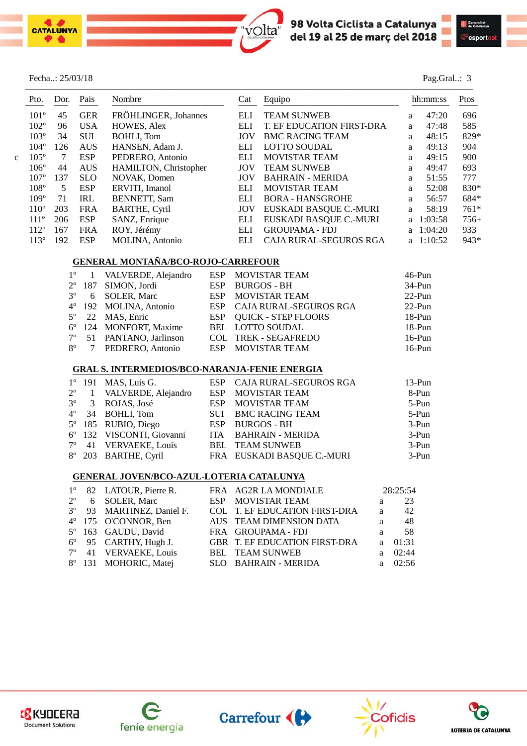Fecha..: 25/03/18 Pag.Gral..: 3

| | Pto. | Dor. | Pais | Nombre | Cat | Equipo | | hh:mm:ss | Ptos |
|---|---|---|---|---|---|---|---|---|---|
| | 101º | 45 | GER | FRÖHLINGER, Johannes | ELI | TEAM SUNWEB | a | 47:20 | 696 |
| | 102º | 96 | USA | HOWES, Alex | ELI | T. EF EDUCATION FIRST-DRA | a | 47:48 | 585 |
| | 103º | 34 | SUI | BOHLI, Tom | JOV | BMC RACING TEAM | a | 48:15 | 829* |
| | 104º | 126 | AUS | HANSEN, Adam J. | ELI | LOTTO SOUDAL | a | 49:13 | 904 |
| c | 105º | 7 | ESP | PEDRERO, Antonio | ELI | MOVISTAR TEAM | a | 49:15 | 900 |
| | 106º | 44 | AUS | HAMILTON, Christopher | JOV | TEAM SUNWEB | a | 49:47 | 693 |
| | 107º | 137 | SLO | NOVAK, Domen | JOV | BAHRAIN - MERIDA | a | 51:55 | 777 |
| | 108º | 5 | ESP | ERVITI, Imanol | ELI | MOVISTAR TEAM | a | 52:08 | 830* |
| | 109º | 71 | IRL | BENNETT, Sam | ELI | BORA - HANSGROHE | a | 56:57 | 684* |
| | 110º | 203 | FRA | BARTHE, Cyril | JOV | EUSKADI BASQUE C.-MURI | a | 58:19 | 761* |
| | 111º | 206 | ESP | SANZ, Enrique | ELI | EUSKADI BASQUE C.-MURI | a | 1:03:58 | 756+ |
| | 112º | 167 | FRA | ROY, Jérémy | ELI | GROUPAMA - FDJ | a | 1:04:20 | 933 |
| | 113º | 192 | ESP | MOLINA, Antonio | ELI | CAJA RURAL-SEGUROS RGA | a | 1:10:52 | 943* |

## GENERAL MONTAÑA/BCO-ROJO-CARREFOUR

| Pto. | Dor. | Nombre | Pais | Equipo | Puntos |
|---|---|---|---|---|---|
| 1º | 1 | VALVERDE, Alejandro | ESP | MOVISTAR TEAM | 46-Pun |
| 2º | 187 | SIMON, Jordi | ESP | BURGOS - BH | 34-Pun |
| 3º | 6 | SOLER, Marc | ESP | MOVISTAR TEAM | 22-Pun |
| 4º | 192 | MOLINA, Antonio | ESP | CAJA RURAL-SEGUROS RGA | 22-Pun |
| 5º | 22 | MAS, Enric | ESP | QUICK - STEP FLOORS | 18-Pun |
| 6º | 124 | MONFORT, Maxime | BEL | LOTTO SOUDAL | 18-Pun |
| 7º | 51 | PANTANO, Jarlinson | COL | TREK - SEGAFREDO | 16-Pun |
| 8º | 7 | PEDRERO, Antonio | ESP | MOVISTAR TEAM | 16-Pun |

## GRAL S. INTERMEDIOS/BCO-NARANJA-FENIE ENERGIA

| Pto. | Dor. | Nombre | Pais | Equipo | Puntos |
|---|---|---|---|---|---|
| 1º | 191 | MAS, Luis G. | ESP | CAJA RURAL-SEGUROS RGA | 13-Pun |
| 2º | 1 | VALVERDE, Alejandro | ESP | MOVISTAR TEAM | 8-Pun |
| 3º | 3 | ROJAS, José | ESP | MOVISTAR TEAM | 5-Pun |
| 4º | 34 | BOHLI, Tom | SUI | BMC RACING TEAM | 5-Pun |
| 5º | 185 | RUBIO, Diego | ESP | BURGOS - BH | 3-Pun |
| 6º | 132 | VISCONTI, Giovanni | ITA | BAHRAIN - MERIDA | 3-Pun |
| 7º | 41 | VERVAEKE, Louis | BEL | TEAM SUNWEB | 3-Pun |
| 8º | 203 | BARTHE, Cyril | FRA | EUSKADI BASQUE C.-MURI | 3-Pun |

## GENERAL JOVEN/BCO-AZUL-LOTERIA CATALUNYA

| Pto. | Dor. | Nombre | Pais | Equipo | | Tiempo |
|---|---|---|---|---|---|---|
| 1º | 82 | LATOUR, Pierre R. | FRA | AG2R LA MONDIALE | | 28:25:54 |
| 2º | 6 | SOLER, Marc | ESP | MOVISTAR TEAM | a | 23 |
| 3º | 93 | MARTINEZ, Daniel F. | COL | T. EF EDUCATION FIRST-DRA | a | 42 |
| 4º | 175 | O'CONNOR, Ben | AUS | TEAM DIMENSION DATA | a | 48 |
| 5º | 163 | GAUDU, David | FRA | GROUPAMA - FDJ | a | 58 |
| 6º | 95 | CARTHY, Hugh J. | GBR | T. EF EDUCATION FIRST-DRA | a | 01:31 |
| 7º | 41 | VERVAEKE, Louis | BEL | TEAM SUNWEB | a | 02:44 |
| 8º | 131 | MOHORIC, Matej | SLO | BAHRAIN - MERIDA | a | 02:56 |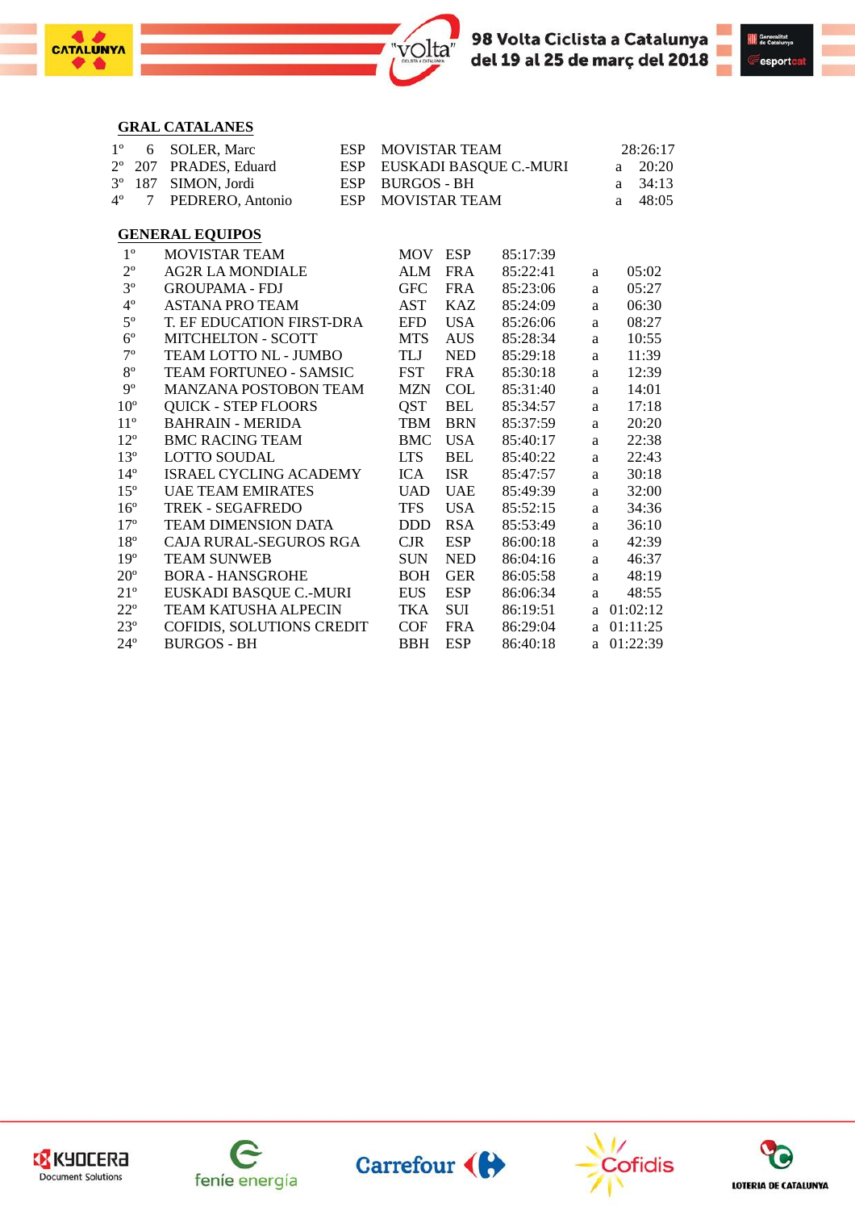## GRAL CATALANES

| | | | | | | |
|---|---|---|---|---|---|---|
| 1º | 6 | SOLER, Marc | ESP | MOVISTAR TEAM | | 28:26:17 |
| 2º | 207 | PRADES, Eduard | ESP | EUSKADI BASQUE C.-MURI | a | 20:20 |
| 3º | 187 | SIMON, Jordi | ESP | BURGOS - BH | a | 34:13 |
| 4º | 7 | PEDRERO, Antonio | ESP | MOVISTAR TEAM | a | 48:05 |

## GENERAL EQUIPOS

| | | | | | | |
|---|---|---|---|---|---|---|
| 1º | MOVISTAR TEAM | MOV | ESP | 85:17:39 | | |
| 2º | AG2R LA MONDIALE | ALM | FRA | 85:22:41 | a | 05:02 |
| 3º | GROUPAMA - FDJ | GFC | FRA | 85:23:06 | a | 05:27 |
| 4º | ASTANA PRO TEAM | AST | KAZ | 85:24:09 | a | 06:30 |
| 5º | T. EF EDUCATION FIRST-DRA | EFD | USA | 85:26:06 | a | 08:27 |
| 6º | MITCHELTON - SCOTT | MTS | AUS | 85:28:34 | a | 10:55 |
| 7º | TEAM LOTTO NL - JUMBO | TLJ | NED | 85:29:18 | a | 11:39 |
| 8º | TEAM FORTUNEO - SAMSIC | FST | FRA | 85:30:18 | a | 12:39 |
| 9º | MANZANA POSTOBON TEAM | MZN | COL | 85:31:40 | a | 14:01 |
| 10º | QUICK - STEP FLOORS | QST | BEL | 85:34:57 | a | 17:18 |
| 11º | BAHRAIN - MERIDA | TBM | BRN | 85:37:59 | a | 20:20 |
| 12º | BMC RACING TEAM | BMC | USA | 85:40:17 | a | 22:38 |
| 13º | LOTTO SOUDAL | LTS | BEL | 85:40:22 | a | 22:43 |
| 14º | ISRAEL CYCLING ACADEMY | ICA | ISR | 85:47:57 | a | 30:18 |
| 15º | UAE TEAM EMIRATES | UAD | UAE | 85:49:39 | a | 32:00 |
| 16º | TREK - SEGAFREDO | TFS | USA | 85:52:15 | a | 34:36 |
| 17º | TEAM DIMENSION DATA | DDD | RSA | 85:53:49 | a | 36:10 |
| 18º | CAJA RURAL-SEGUROS RGA | CJR | ESP | 86:00:18 | a | 42:39 |
| 19º | TEAM SUNWEB | SUN | NED | 86:04:16 | a | 46:37 |
| 20º | BORA - HANSGROHE | BOH | GER | 86:05:58 | a | 48:19 |
| 21º | EUSKADI BASQUE C.-MURI | EUS | ESP | 86:06:34 | a | 48:55 |
| 22º | TEAM KATUSHA ALPECIN | TKA | SUI | 86:19:51 | a | 01:02:12 |
| 23º | COFIDIS, SOLUTIONS CREDIT | COF | FRA | 86:29:04 | a | 01:11:25 |
| 24º | BURGOS - BH | BBH | ESP | 86:40:18 | a | 01:22:39 |